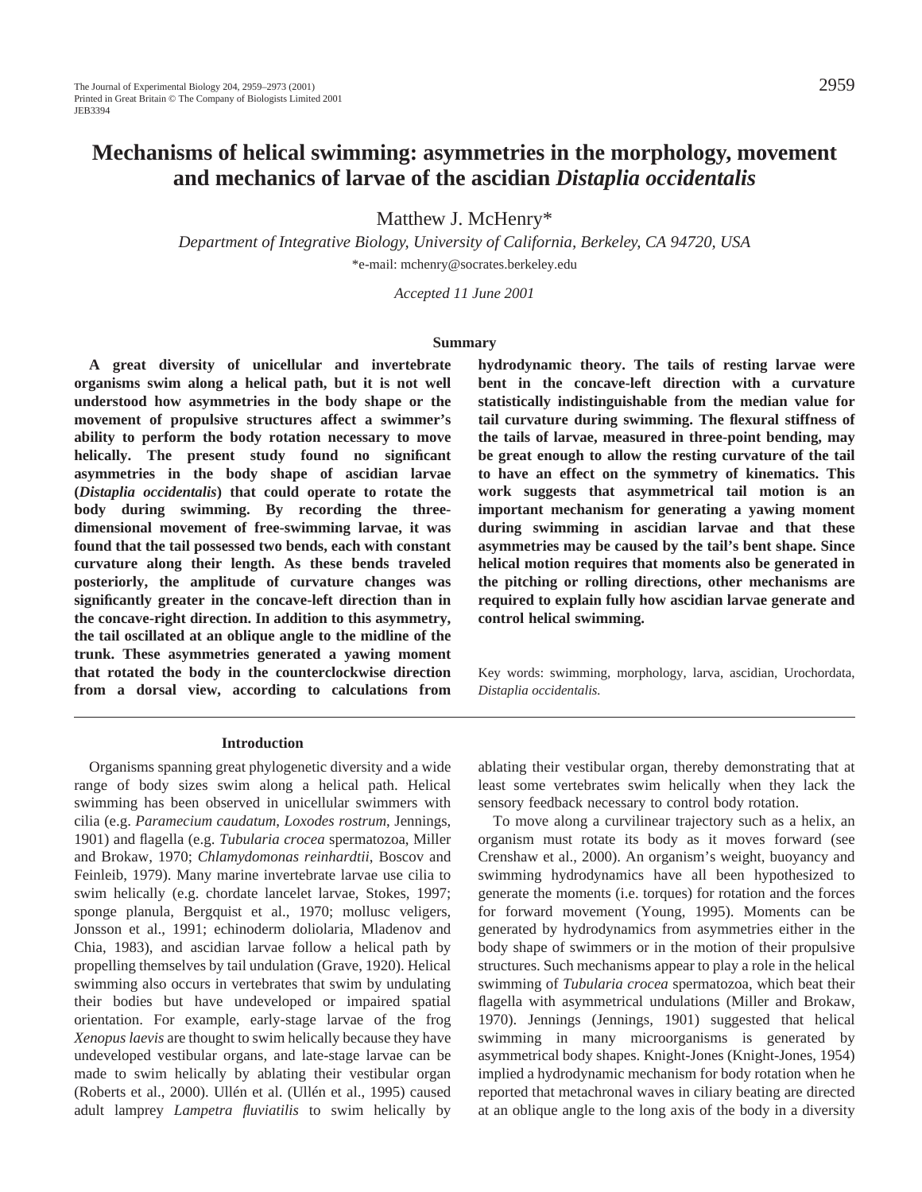# Mechanisms of helical swimming: asymmetries in the morphology, movement and mechanics of larvae of the ascidian *Distaplia occidentalis*

Matthew J. McHenry*

*Department of Integrative Biology, University of California, Berkeley, CA 94720, USA*

*e-mail: mchenry@socrates.berkeley.edu

*Accepted 11 June 2001*

## Summary

**A great diversity of unicellular and invertebrate organisms swim along a helical path, but it is not well understood how asymmetries in the body shape or the movement of propulsive structures affect a swimmer's ability to perform the body rotation necessary to move helically. The present study found no significant asymmetries in the body shape of ascidian larvae (*Distaplia occidentalis*) that could operate to rotate the body during swimming. By recording the three-dimensional movement of free-swimming larvae, it was found that the tail possessed two bends, each with constant curvature along their length. As these bends traveled posteriorly, the amplitude of curvature changes was significantly greater in the concave-left direction than in the concave-right direction. In addition to this asymmetry, the tail oscillated at an oblique angle to the midline of the trunk. These asymmetries generated a yawing moment that rotated the body in the counterclockwise direction from a dorsal view, according to calculations from hydrodynamic theory. The tails of resting larvae were bent in the concave-left direction with a curvature statistically indistinguishable from the median value for tail curvature during swimming. The flexural stiffness of the tails of larvae, measured in three-point bending, may be great enough to allow the resting curvature of the tail to have an effect on the symmetry of kinematics. This work suggests that asymmetrical tail motion is an important mechanism for generating a yawing moment during swimming in ascidian larvae and that these asymmetries may be caused by the tail's bent shape. Since helical motion requires that moments also be generated in the pitching or rolling directions, other mechanisms are required to explain fully how ascidian larvae generate and control helical swimming.**

Key words: swimming, morphology, larva, ascidian, Urochordata, *Distaplia occidentalis.*

## Introduction

Organisms spanning great phylogenetic diversity and a wide range of body sizes swim along a helical path. Helical swimming has been observed in unicellular swimmers with cilia (e.g. *Paramecium caudatum*, *Loxodes rostrum*, Jennings, 1901) and flagella (e.g. *Tubularia crocea* spermatozoa, Miller and Brokaw, 1970; *Chlamydomonas reinhardtii*, Boscov and Feinleib, 1979). Many marine invertebrate larvae use cilia to swim helically (e.g. chordate lancelet larvae, Stokes, 1997; sponge planula, Bergquist et al., 1970; mollusc veligers, Jonsson et al., 1991; echinoderm doliolaria, Mladenov and Chia, 1983), and ascidian larvae follow a helical path by propelling themselves by tail undulation (Grave, 1920). Helical swimming also occurs in vertebrates that swim by undulating their bodies but have undeveloped or impaired spatial orientation. For example, early-stage larvae of the frog *Xenopus laevis* are thought to swim helically because they have undeveloped vestibular organs, and late-stage larvae can be made to swim helically by ablating their vestibular organ (Roberts et al., 2000). Ullén et al. (Ullén et al., 1995) caused adult lamprey *Lampetra fluviatilis* to swim helically by ablating their vestibular organ, thereby demonstrating that at least some vertebrates swim helically when they lack the sensory feedback necessary to control body rotation.

To move along a curvilinear trajectory such as a helix, an organism must rotate its body as it moves forward (see Crenshaw et al., 2000). An organism's weight, buoyancy and swimming hydrodynamics have all been hypothesized to generate the moments (i.e. torques) for rotation and the forces for forward movement (Young, 1995). Moments can be generated by hydrodynamics from asymmetries either in the body shape of swimmers or in the motion of their propulsive structures. Such mechanisms appear to play a role in the helical swimming of *Tubularia crocea* spermatozoa, which beat their flagella with asymmetrical undulations (Miller and Brokaw, 1970). Jennings (Jennings, 1901) suggested that helical swimming in many microorganisms is generated by asymmetrical body shapes. Knight-Jones (Knight-Jones, 1954) implied a hydrodynamic mechanism for body rotation when he reported that metachronal waves in ciliary beating are directed at an oblique angle to the long axis of the body in a diversity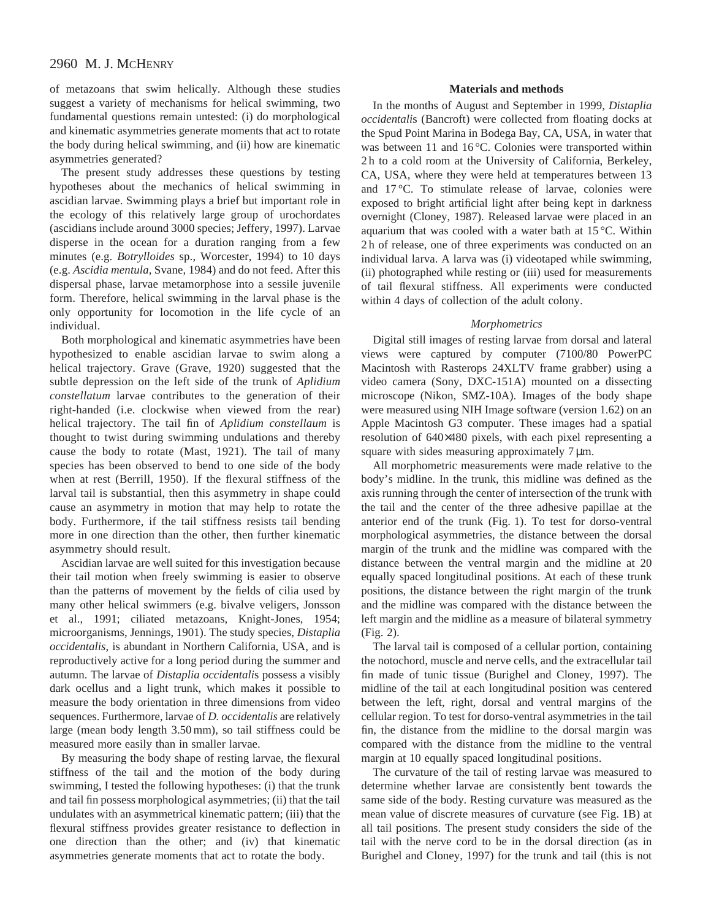of metazoans that swim helically. Although these studies suggest a variety of mechanisms for helical swimming, two fundamental questions remain untested: (i) do morphological and kinematic asymmetries generate moments that act to rotate the body during helical swimming, and (ii) how are kinematic asymmetries generated?

The present study addresses these questions by testing hypotheses about the mechanics of helical swimming in ascidian larvae. Swimming plays a brief but important role in the ecology of this relatively large group of urochordates (ascidians include around 3000 species; Jeffery, 1997). Larvae disperse in the ocean for a duration ranging from a few minutes (e.g. *Botrylloides* sp., Worcester, 1994) to 10 days (e.g. *Ascidia mentula*, Svane, 1984) and do not feed. After this dispersal phase, larvae metamorphose into a sessile juvenile form. Therefore, helical swimming in the larval phase is the only opportunity for locomotion in the life cycle of an individual.

Both morphological and kinematic asymmetries have been hypothesized to enable ascidian larvae to swim along a helical trajectory. Grave (Grave, 1920) suggested that the subtle depression on the left side of the trunk of *Aplidium constellatum* larvae contributes to the generation of their right-handed (i.e. clockwise when viewed from the rear) helical trajectory. The tail fin of *Aplidium constellaum* is thought to twist during swimming undulations and thereby cause the body to rotate (Mast, 1921). The tail of many species has been observed to bend to one side of the body when at rest (Berrill, 1950). If the flexural stiffness of the larval tail is substantial, then this asymmetry in shape could cause an asymmetry in motion that may help to rotate the body. Furthermore, if the tail stiffness resists tail bending more in one direction than the other, then further kinematic asymmetry should result.

Ascidian larvae are well suited for this investigation because their tail motion when freely swimming is easier to observe than the patterns of movement by the fields of cilia used by many other helical swimmers (e.g. bivalve veligers, Jonsson et al., 1991; ciliated metazoans, Knight-Jones, 1954; microorganisms, Jennings, 1901). The study species, *Distaplia occidentalis*, is abundant in Northern California, USA, and is reproductively active for a long period during the summer and autumn. The larvae of *Distaplia occidentalis* possess a visibly dark ocellus and a light trunk, which makes it possible to measure the body orientation in three dimensions from video sequences. Furthermore, larvae of *D. occidentalis* are relatively large (mean body length 3.50 mm), so tail stiffness could be measured more easily than in smaller larvae.

By measuring the body shape of resting larvae, the flexural stiffness of the tail and the motion of the body during swimming, I tested the following hypotheses: (i) that the trunk and tail fin possess morphological asymmetries; (ii) that the tail undulates with an asymmetrical kinematic pattern; (iii) that the flexural stiffness provides greater resistance to deflection in one direction than the other; and (iv) that kinematic asymmetries generate moments that act to rotate the body.

## Materials and methods

In the months of August and September in 1999, *Distaplia occidentalis* (Bancroft) were collected from floating docks at the Spud Point Marina in Bodega Bay, CA, USA, in water that was between 11 and 16 °C. Colonies were transported within 2 h to a cold room at the University of California, Berkeley, CA, USA, where they were held at temperatures between 13 and 17 °C. To stimulate release of larvae, colonies were exposed to bright artificial light after being kept in darkness overnight (Cloney, 1987). Released larvae were placed in an aquarium that was cooled with a water bath at 15 °C. Within 2 h of release, one of three experiments was conducted on an individual larva. A larva was (i) videotaped while swimming, (ii) photographed while resting or (iii) used for measurements of tail flexural stiffness. All experiments were conducted within 4 days of collection of the adult colony.

### *Morphometrics*

Digital still images of resting larvae from dorsal and lateral views were captured by computer (7100/80 PowerPC Macintosh with Rasterops 24XLTV frame grabber) using a video camera (Sony, DXC-151A) mounted on a dissecting microscope (Nikon, SMZ-10A). Images of the body shape were measured using NIH Image software (version 1.62) on an Apple Macintosh G3 computer. These images had a spatial resolution of 640×480 pixels, with each pixel representing a square with sides measuring approximately 7 μm.

All morphometric measurements were made relative to the body's midline. In the trunk, this midline was defined as the axis running through the center of intersection of the trunk with the tail and the center of the three adhesive papillae at the anterior end of the trunk (Fig. 1). To test for dorso-ventral morphological asymmetries, the distance between the dorsal margin of the trunk and the midline was compared with the distance between the ventral margin and the midline at 20 equally spaced longitudinal positions. At each of these trunk positions, the distance between the right margin of the trunk and the midline was compared with the distance between the left margin and the midline as a measure of bilateral symmetry (Fig. 2).

The larval tail is composed of a cellular portion, containing the notochord, muscle and nerve cells, and the extracellular tail fin made of tunic tissue (Burighel and Cloney, 1997). The midline of the tail at each longitudinal position was centered between the left, right, dorsal and ventral margins of the cellular region. To test for dorso-ventral asymmetries in the tail fin, the distance from the midline to the dorsal margin was compared with the distance from the midline to the ventral margin at 10 equally spaced longitudinal positions.

The curvature of the tail of resting larvae was measured to determine whether larvae are consistently bent towards the same side of the body. Resting curvature was measured as the mean value of discrete measures of curvature (see Fig. 1B) at all tail positions. The present study considers the side of the tail with the nerve cord to be in the dorsal direction (as in Burighel and Cloney, 1997) for the trunk and tail (this is not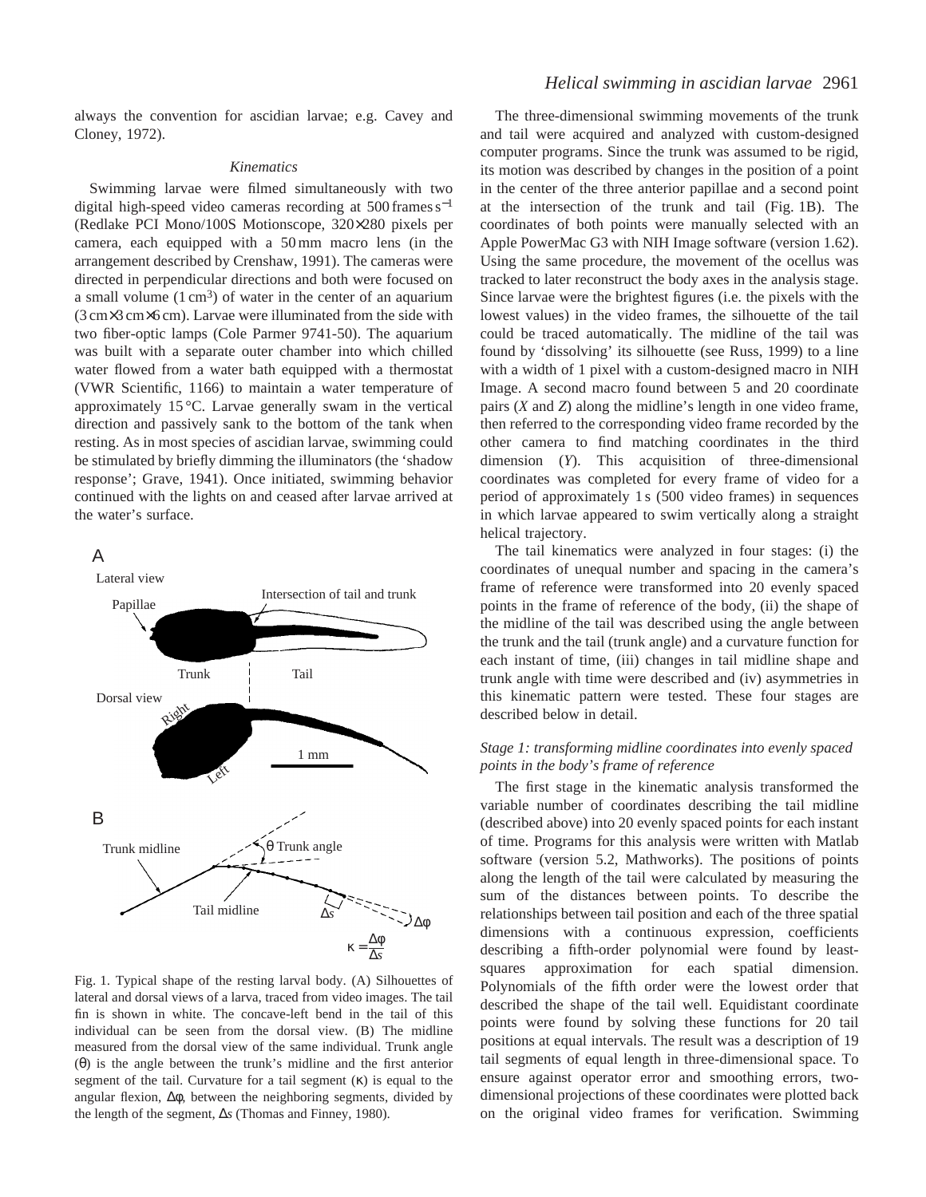always the convention for ascidian larvae; e.g. Cavey and Cloney, 1972).

### *Kinematics*

Swimming larvae were filmed simultaneously with two digital high-speed video cameras recording at 500 frames $s^{-1}$ (Redlake PCI Mono/100S Motionscope, 320×280 pixels per camera, each equipped with a 50 mm macro lens (in the arrangement described by Crenshaw, 1991). The cameras were directed in perpendicular directions and both were focused on a small volume (1 $cm^3$) of water in the center of an aquarium (3 cm×3 cm×6 cm). Larvae were illuminated from the side with two fiber-optic lamps (Cole Parmer 9741-50). The aquarium was built with a separate outer chamber into which chilled water flowed from a water bath equipped with a thermostat (VWR Scientific, 1166) to maintain a water temperature of approximately 15 °C. Larvae generally swam in the vertical direction and passively sank to the bottom of the tank when resting. As in most species of ascidian larvae, swimming could be stimulated by briefly dimming the illuminators (the 'shadow response'; Grave, 1941). Once initiated, swimming behavior continued with the lights on and ceased after larvae arrived at the water's surface.

Fig. 1. Typical shape of the resting larval body. (A) Silhouettes of lateral and dorsal views of a larva, traced from video images. The tail fin is shown in white. The concave-left bend in the tail of this individual can be seen from the dorsal view. (B) The midline measured from the dorsal view of the same individual. Trunk angle ($\theta$) is the angle between the trunk's midline and the first anterior segment of the tail. Curvature for a tail segment ($\kappa$) is equal to the angular flexion, $\Delta\phi$, between the neighboring segments, divided by the length of the segment, $\Delta s$ (Thomas and Finney, 1980).

The three-dimensional swimming movements of the trunk and tail were acquired and analyzed with custom-designed computer programs. Since the trunk was assumed to be rigid, its motion was described by changes in the position of a point in the center of the three anterior papillae and a second point at the intersection of the trunk and tail (Fig. 1B). The coordinates of both points were manually selected with an Apple PowerMac G3 with NIH Image software (version 1.62). Using the same procedure, the movement of the ocellus was tracked to later reconstruct the body axes in the analysis stage. Since larvae were the brightest figures (i.e. the pixels with the lowest values) in the video frames, the silhouette of the tail could be traced automatically. The midline of the tail was found by 'dissolving' its silhouette (see Russ, 1999) to a line with a width of 1 pixel with a custom-designed macro in NIH Image. A second macro found between 5 and 20 coordinate pairs ($X$ and $Z$) along the midline's length in one video frame, then referred to the corresponding video frame recorded by the other camera to find matching coordinates in the third dimension ($Y$). This acquisition of three-dimensional coordinates was completed for every frame of video for a period of approximately 1 s (500 video frames) in sequences in which larvae appeared to swim vertically along a straight helical trajectory.

The tail kinematics were analyzed in four stages: (i) the coordinates of unequal number and spacing in the camera's frame of reference were transformed into 20 evenly spaced points in the frame of reference of the body, (ii) the shape of the midline of the tail was described using the angle between the trunk and the tail (trunk angle) and a curvature function for each instant of time, (iii) changes in tail midline shape and trunk angle with time were described and (iv) asymmetries in this kinematic pattern were tested. These four stages are described below in detail.

#### *Stage 1: transforming midline coordinates into evenly spaced points in the body's frame of reference*

The first stage in the kinematic analysis transformed the variable number of coordinates describing the tail midline (described above) into 20 evenly spaced points for each instant of time. Programs for this analysis were written with Matlab software (version 5.2, Mathworks). The positions of points along the length of the tail were calculated by measuring the sum of the distances between points. To describe the relationships between tail position and each of the three spatial dimensions with a continuous expression, coefficients describing a fifth-order polynomial were found by least-squares approximation for each spatial dimension. Polynomials of the fifth order were the lowest order that described the shape of the tail well. Equidistant coordinate points were found by solving these functions for 20 tail positions at equal intervals. The result was a description of 19 tail segments of equal length in three-dimensional space. To ensure against operator error and smoothing errors, two-dimensional projections of these coordinates were plotted back on the original video frames for verification. Swimming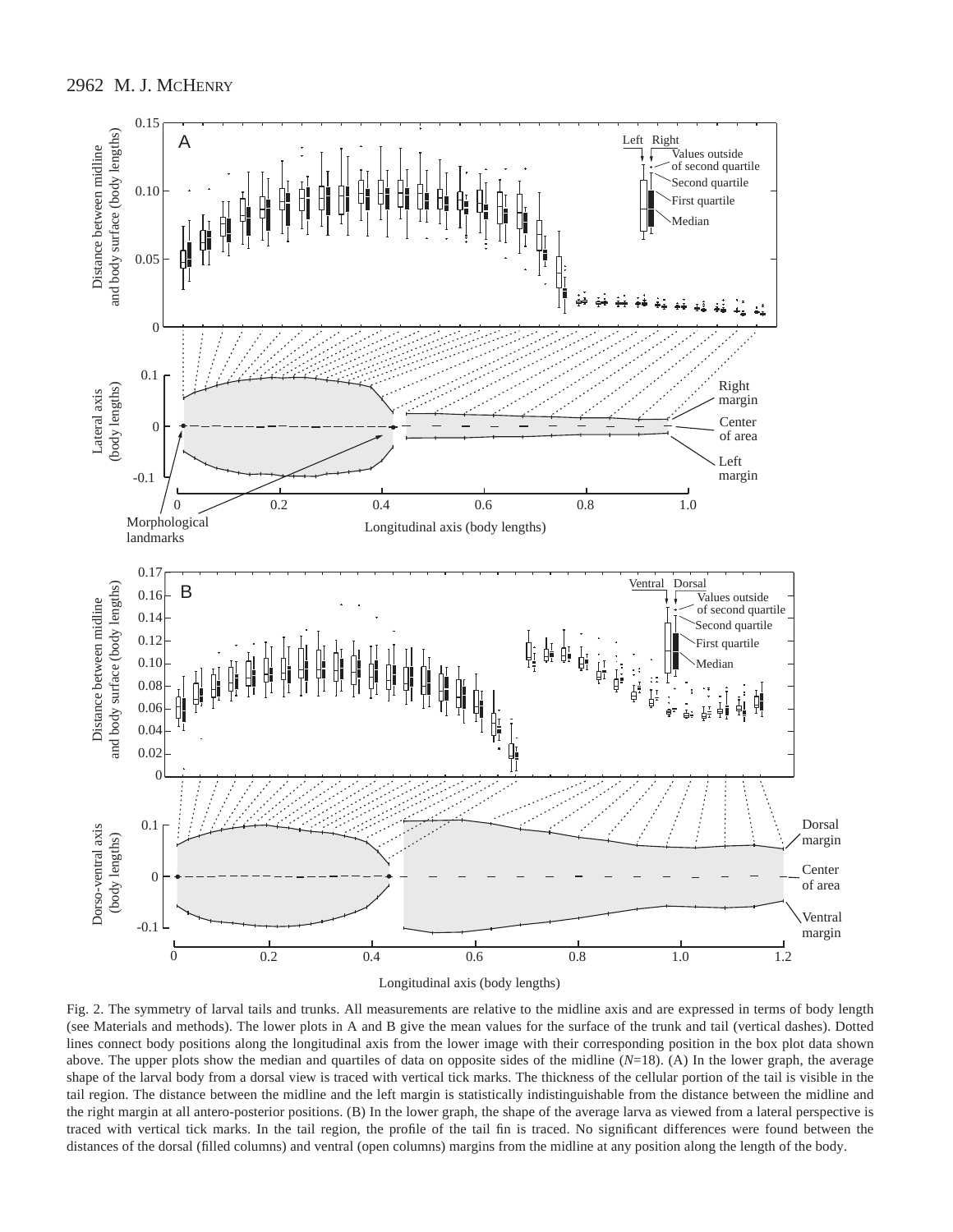Fig. 2. The symmetry of larval tails and trunks. All measurements are relative to the midline axis and are expressed in terms of body length (see Materials and methods). The lower plots in A and B give the mean values for the surface of the trunk and tail (vertical dashes). Dotted lines connect body positions along the longitudinal axis from the lower image with their corresponding position in the box plot data shown above. The upper plots show the median and quartiles of data on opposite sides of the midline ($N$=18). (A) In the lower graph, the average shape of the larval body from a dorsal view is traced with vertical tick marks. The thickness of the cellular portion of the tail is visible in the tail region. The distance between the midline and the left margin is statistically indistinguishable from the distance between the midline and the right margin at all antero-posterior positions. (B) In the lower graph, the shape of the average larva as viewed from a lateral perspective is traced with vertical tick marks. In the tail region, the profile of the tail fin is traced. No significant differences were found between the distances of the dorsal (filled columns) and ventral (open columns) margins from the midline at any position along the length of the body.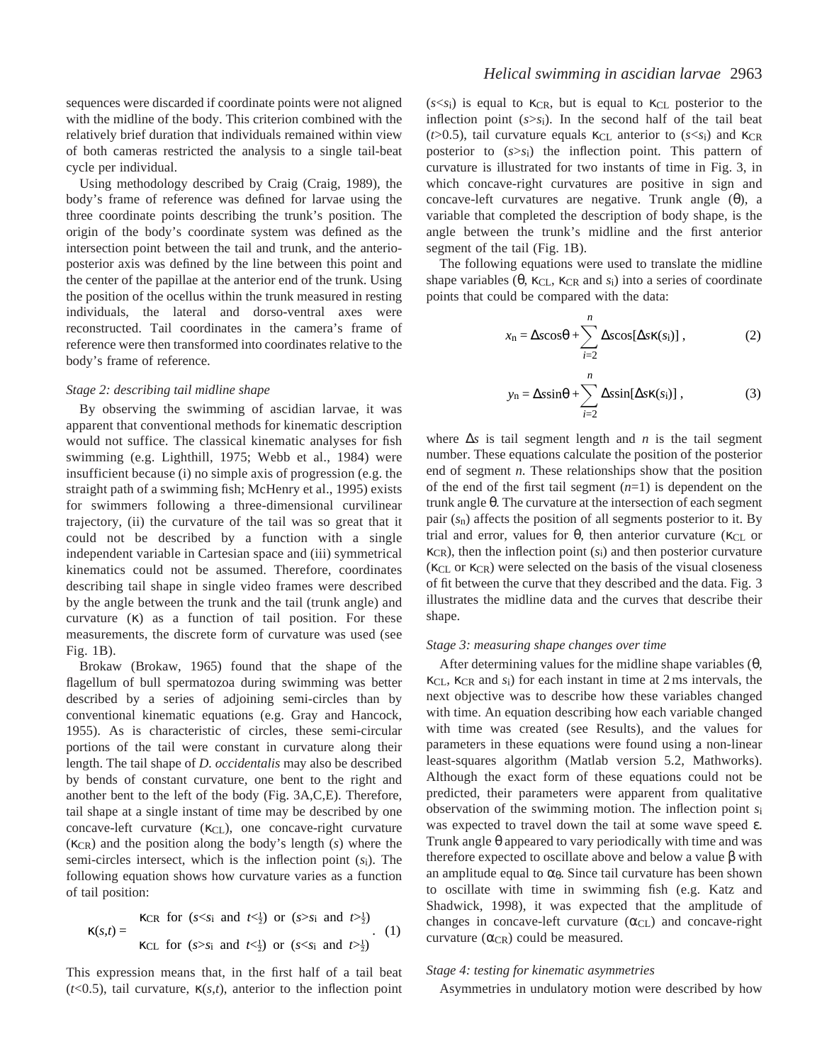sequences were discarded if coordinate points were not aligned with the midline of the body. This criterion combined with the relatively brief duration that individuals remained within view of both cameras restricted the analysis to a single tail-beat cycle per individual.

Using methodology described by Craig (Craig, 1989), the body's frame of reference was defined for larvae using the three coordinate points describing the trunk's position. The origin of the body's coordinate system was defined as the intersection point between the tail and trunk, and the anterio-posterior axis was defined by the line between this point and the center of the papillae at the anterior end of the trunk. Using the position of the ocellus within the trunk measured in resting individuals, the lateral and dorso-ventral axes were reconstructed. Tail coordinates in the camera's frame of reference were then transformed into coordinates relative to the body's frame of reference.

### *Stage 2: describing tail midline shape*

By observing the swimming of ascidian larvae, it was apparent that conventional methods for kinematic description would not suffice. The classical kinematic analyses for fish swimming (e.g. Lighthill, 1975; Webb et al., 1984) were insufficient because (i) no simple axis of progression (e.g. the straight path of a swimming fish; McHenry et al., 1995) exists for swimmers following a three-dimensional curvilinear trajectory, (ii) the curvature of the tail was so great that it could not be described by a function with a single independent variable in Cartesian space and (iii) symmetrical kinematics could not be assumed. Therefore, coordinates describing tail shape in single video frames were described by the angle between the trunk and the tail (trunk angle) and curvature ($\kappa$) as a function of tail position. For these measurements, the discrete form of curvature was used (see Fig. 1B).

Brokaw (Brokaw, 1965) found that the shape of the flagellum of bull spermatozoa during swimming was better described by a series of adjoining semi-circles than by conventional kinematic equations (e.g. Gray and Hancock, 1955). As is characteristic of circles, these semi-circular portions of the tail were constant in curvature along their length. The tail shape of *D. occidentalis* may also be described by bends of constant curvature, one bent to the right and another bent to the left of the body (Fig. 3A,C,E). Therefore, tail shape at a single instant of time may be described by one concave-left curvature ($\kappa_{CL}$), one concave-right curvature ($\kappa_{CR}$) and the position along the body's length ($s$) where the semi-circles intersect, which is the inflection point ($s_i$). The following equation shows how curvature varies as a function of tail position:

$$\kappa(s,t) = \begin{cases} \kappa_{CR} \text{ for } (s<s_i \text{ and } t<\tfrac{1}{2}) \text{ or } (s>s_i \text{ and } t>\tfrac{1}{2}) \\ \kappa_{CL} \text{ for } (s>s_i \text{ and } t<\tfrac{1}{2}) \text{ or } (s<s_i \text{ and } t>\tfrac{1}{2}) \end{cases} . \quad (1)$$

This expression means that, in the first half of a tail beat ($t<0.5$), tail curvature, $\kappa(s,t)$, anterior to the inflection point ($s<s_i$) is equal to $\kappa_{CR}$, but is equal to $\kappa_{CL}$ posterior to the inflection point ($s>s_i$). In the second half of the tail beat ($t>0.5$), tail curvature equals $\kappa_{CL}$ anterior to ($s<s_i$) and $\kappa_{CR}$ posterior to ($s>s_i$) the inflection point. This pattern of curvature is illustrated for two instants of time in Fig. 3, in which concave-right curvatures are positive in sign and concave-left curvatures are negative. Trunk angle ($\theta$), a variable that completed the description of body shape, is the angle between the trunk's midline and the first anterior segment of the tail (Fig. 1B).

The following equations were used to translate the midline shape variables ($\theta$, $\kappa_{CL}$, $\kappa_{CR}$ and $s_i$) into a series of coordinate points that could be compared with the data:

$$x_n = \Delta s \cos\theta + \sum_{i=2}^{n} \Delta s \cos[\Delta s \kappa(s_i)] , \quad (2)$$

$$y_n = \Delta s \sin\theta + \sum_{i=2}^{n} \Delta s \sin[\Delta s \kappa(s_i)] , \quad (3)$$

where $\Delta s$ is tail segment length and $n$ is the tail segment number. These equations calculate the position of the posterior end of segment $n$. These relationships show that the position of the end of the first tail segment ($n$=1) is dependent on the trunk angle $\theta$. The curvature at the intersection of each segment pair ($s_n$) affects the position of all segments posterior to it. By trial and error, values for $\theta$, then anterior curvature ($\kappa_{CL}$ or $\kappa_{CR}$), then the inflection point ($s_i$) and then posterior curvature ($\kappa_{CL}$ or $\kappa_{CR}$) were selected on the basis of the visual closeness of fit between the curve that they described and the data. Fig. 3 illustrates the midline data and the curves that describe their shape.

### *Stage 3: measuring shape changes over time*

After determining values for the midline shape variables ($\theta$, $\kappa_{CL}$, $\kappa_{CR}$ and $s_i$) for each instant in time at 2 ms intervals, the next objective was to describe how these variables changed with time. An equation describing how each variable changed with time was created (see Results), and the values for parameters in these equations were found using a non-linear least-squares algorithm (Matlab version 5.2, Mathworks). Although the exact form of these equations could not be predicted, their parameters were apparent from qualitative observation of the swimming motion. The inflection point $s_i$ was expected to travel down the tail at some wave speed $\varepsilon$. Trunk angle $\theta$ appeared to vary periodically with time and was therefore expected to oscillate above and below a value $\beta$ with an amplitude equal to $\alpha_\theta$. Since tail curvature has been shown to oscillate with time in swimming fish (e.g. Katz and Shadwick, 1998), it was expected that the amplitude of changes in concave-left curvature ($\alpha_{CL}$) and concave-right curvature ($\alpha_{CR}$) could be measured.

### *Stage 4: testing for kinematic asymmetries*

Asymmetries in undulatory motion were described by how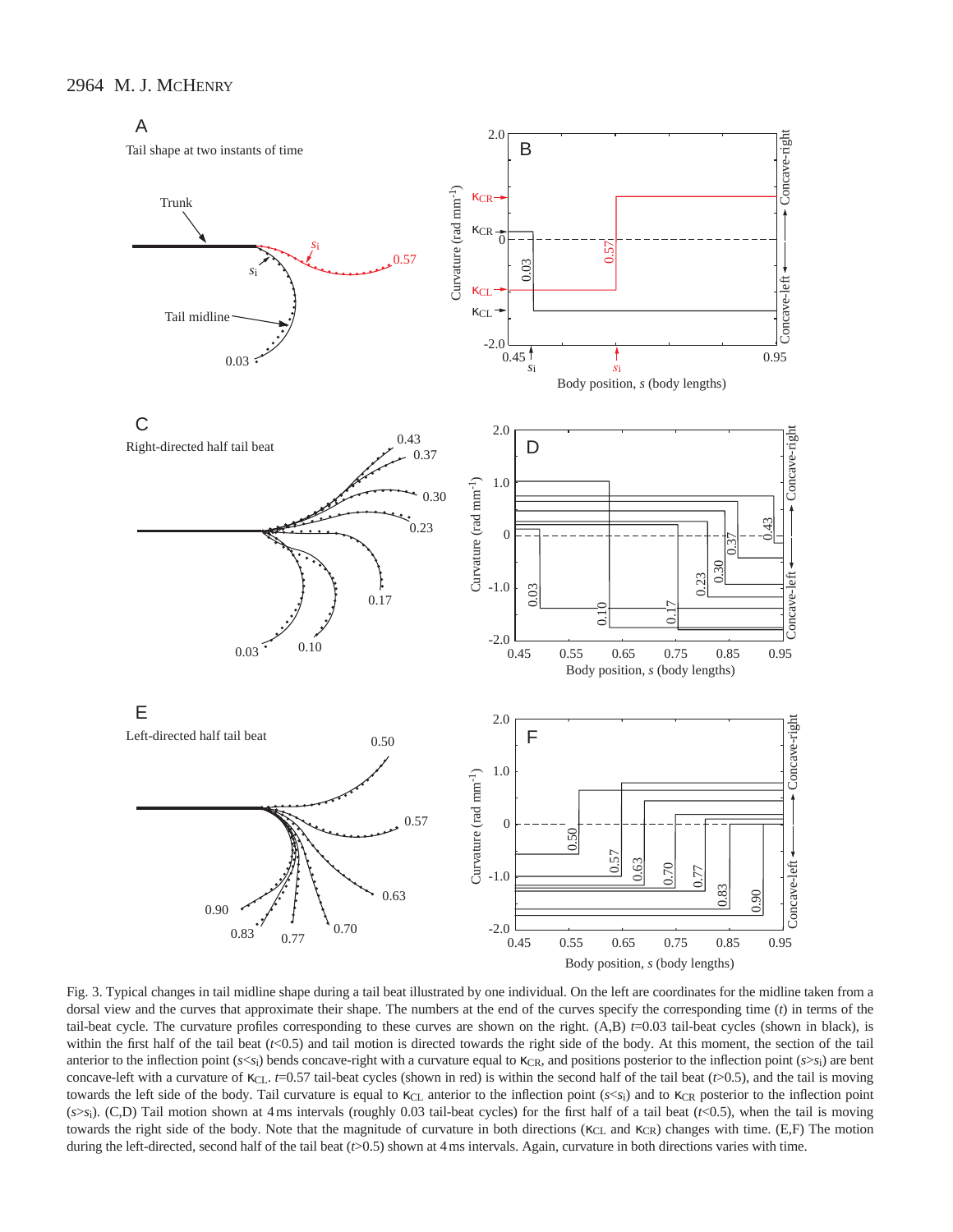Fig. 3. Typical changes in tail midline shape during a tail beat illustrated by one individual. On the left are coordinates for the midline taken from a dorsal view and the curves that approximate their shape. The numbers at the end of the curves specify the corresponding time ($t$) in terms of the tail-beat cycle. The curvature profiles corresponding to these curves are shown on the right. (A,B) $t$=0.03 tail-beat cycles (shown in black), is within the first half of the tail beat ($t$<0.5) and tail motion is directed towards the right side of the body. At this moment, the section of the tail anterior to the inflection point ($s$<$s_i$) bends concave-right with a curvature equal to $\kappa_{CR}$, and positions posterior to the inflection point ($s$>$s_i$) are bent concave-left with a curvature of $\kappa_{CL}$. $t$=0.57 tail-beat cycles (shown in red) is within the second half of the tail beat ($t$>0.5), and the tail is moving towards the left side of the body. Tail curvature is equal to $\kappa_{CL}$ anterior to the inflection point ($s$<$s_i$) and to $\kappa_{CR}$ posterior to the inflection point ($s$>$s_i$). (C,D) Tail motion shown at 4 ms intervals (roughly 0.03 tail-beat cycles) for the first half of a tail beat ($t$<0.5), when the tail is moving towards the right side of the body. Note that the magnitude of curvature in both directions ($\kappa_{CL}$ and $\kappa_{CR}$) changes with time. (E,F) The motion during the left-directed, second half of the tail beat ($t$>0.5) shown at 4 ms intervals. Again, curvature in both directions varies with time.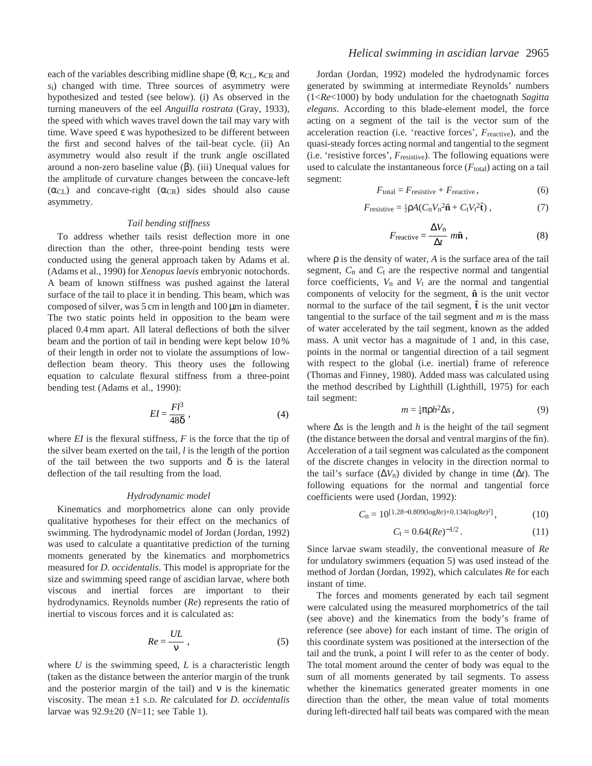each of the variables describing midline shape ($\theta$, $\kappa_{CL}$, $\kappa_{CR}$ and $s_i$) changed with time. Three sources of asymmetry were hypothesized and tested (see below). (i) As observed in the turning maneuvers of the eel *Anguilla rostrata* (Gray, 1933), the speed with which waves travel down the tail may vary with time. Wave speed $\varepsilon$ was hypothesized to be different between the first and second halves of the tail-beat cycle. (ii) An asymmetry would also result if the trunk angle oscillated around a non-zero baseline value ($\beta$). (iii) Unequal values for the amplitude of curvature changes between the concave-left ($\alpha_{CL}$) and concave-right ($\alpha_{CR}$) sides should also cause asymmetry.

### *Tail bending stiffness*

To address whether tails resist deflection more in one direction than the other, three-point bending tests were conducted using the general approach taken by Adams et al. (Adams et al., 1990) for *Xenopus laevis* embryonic notochords. A beam of known stiffness was pushed against the lateral surface of the tail to place it in bending. This beam, which was composed of silver, was 5 cm in length and 100 µm in diameter. The two static points held in opposition to the beam were placed 0.4 mm apart. All lateral deflections of both the silver beam and the portion of tail in bending were kept below 10 % of their length in order not to violate the assumptions of low-deflection beam theory. This theory uses the following equation to calculate flexural stiffness from a three-point bending test (Adams et al., 1990):

$$EI = \frac{Fl^3}{48\delta}\,, \tag{4}$$

where *EI* is the flexural stiffness, *F* is the force that the tip of the silver beam exerted on the tail, *l* is the length of the portion of the tail between the two supports and $\delta$ is the lateral deflection of the tail resulting from the load.

### *Hydrodynamic model*

Kinematics and morphometrics alone can only provide qualitative hypotheses for their effect on the mechanics of swimming. The hydrodynamic model of Jordan (Jordan, 1992) was used to calculate a quantitative prediction of the turning moments generated by the kinematics and morphometrics measured for *D. occidentalis*. This model is appropriate for the size and swimming speed range of ascidian larvae, where both viscous and inertial forces are important to their hydrodynamics. Reynolds number (*Re*) represents the ratio of inertial to viscous forces and it is calculated as:

$$Re = \frac{UL}{\nu}\,, \tag{5}$$

where *U* is the swimming speed, *L* is a characteristic length (taken as the distance between the anterior margin of the trunk and the posterior margin of the tail) and $\nu$ is the kinematic viscosity. The mean ±1 S.D. *Re* calculated for *D. occidentalis* larvae was 92.9±20 ($N$=11; see Table 1).

Jordan (Jordan, 1992) modeled the hydrodynamic forces generated by swimming at intermediate Reynolds' numbers ($1<Re<1000$) by body undulation for the chaetognath *Sagitta elegans*. According to this blade-element model, the force acting on a segment of the tail is the vector sum of the acceleration reaction (i.e. 'reactive forces', $F_{reactive}$), and the quasi-steady forces acting normal and tangential to the segment (i.e. 'resistive forces', $F_{resistive}$). The following equations were used to calculate the instantaneous force ($F_{total}$) acting on a tail segment:

$$F_{total} = F_{resistive} + F_{reactive}\,, \tag{6}$$

$$F_{resistive} = \tfrac{1}{2}\rho A(C_n V_n^2 \hat{\mathbf{n}} + C_t V_t^2 \hat{\mathbf{t}})\,, \tag{7}$$

$$F_{reactive} = \frac{\Delta V_n}{\Delta t}\, m\hat{\mathbf{n}}\,, \tag{8}$$

where $\rho$ is the density of water, *A* is the surface area of the tail segment, $C_n$ and $C_t$ are the respective normal and tangential force coefficients, $V_n$ and $V_t$ are the normal and tangential components of velocity for the segment, $\hat{\mathbf{n}}$ is the unit vector normal to the surface of the tail segment, $\hat{\mathbf{t}}$ is the unit vector tangential to the surface of the tail segment and *m* is the mass of water accelerated by the tail segment, known as the added mass. A unit vector has a magnitude of 1 and, in this case, points in the normal or tangential direction of a tail segment with respect to the global (i.e. inertial) frame of reference (Thomas and Finney, 1980). Added mass was calculated using the method described by Lighthill (Lighthill, 1975) for each tail segment:

$$m = \tfrac{1}{4}\pi\rho h^2 \Delta s\,, \tag{9}$$

where $\Delta s$ is the length and *h* is the height of the tail segment (the distance between the dorsal and ventral margins of the fin). Acceleration of a tail segment was calculated as the component of the discrete changes in velocity in the direction normal to the tail's surface ($\Delta V_n$) divided by change in time ($\Delta t$). The following equations for the normal and tangential force coefficients were used (Jordan, 1992):

$$C_n = 10^{[1.28-0.809(\log Re)+0.134(\log Re)^2]}\,, \tag{10}$$

$$C_t = 0.64(Re)^{-1/2}\,. \tag{11}$$

Since larvae swam steadily, the conventional measure of *Re* for undulatory swimmers (equation 5) was used instead of the method of Jordan (Jordan, 1992), which calculates *Re* for each instant of time.

The forces and moments generated by each tail segment were calculated using the measured morphometrics of the tail (see above) and the kinematics from the body's frame of reference (see above) for each instant of time. The origin of this coordinate system was positioned at the intersection of the tail and the trunk, a point I will refer to as the center of body. The total moment around the center of body was equal to the sum of all moments generated by tail segments. To assess whether the kinematics generated greater moments in one direction than the other, the mean value of total moments during left-directed half tail beats was compared with the mean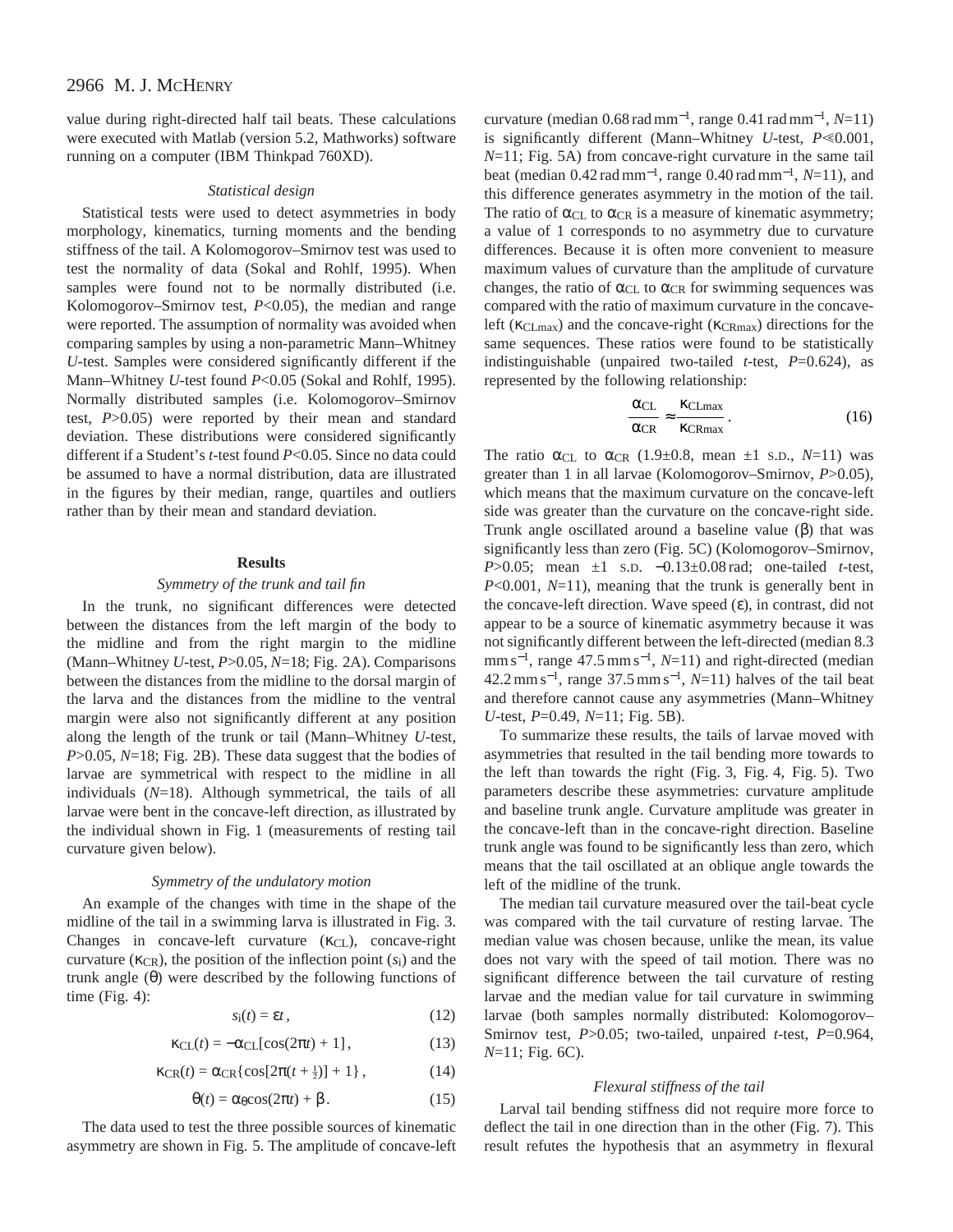value during right-directed half tail beats. These calculations were executed with Matlab (version 5.2, Mathworks) software running on a computer (IBM Thinkpad 760XD).

### *Statistical design*

Statistical tests were used to detect asymmetries in body morphology, kinematics, turning moments and the bending stiffness of the tail. A Kolomogorov–Smirnov test was used to test the normality of data (Sokal and Rohlf, 1995). When samples were found not to be normally distributed (i.e. Kolomogorov–Smirnov test, $P<0.05$), the median and range were reported. The assumption of normality was avoided when comparing samples by using a non-parametric Mann–Whitney *U*-test. Samples were considered significantly different if the Mann–Whitney *U*-test found $P<0.05$ (Sokal and Rohlf, 1995). Normally distributed samples (i.e. Kolomogorov–Smirnov test, $P>0.05$) were reported by their mean and standard deviation. These distributions were considered significantly different if a Student's *t*-test found $P<0.05$. Since no data could be assumed to have a normal distribution, data are illustrated in the figures by their median, range, quartiles and outliers rather than by their mean and standard deviation.

## Results

### *Symmetry of the trunk and tail fin*

In the trunk, no significant differences were detected between the distances from the left margin of the body to the midline and from the right margin to the midline (Mann–Whitney *U*-test, $P>0.05$, $N$=18; Fig. 2A). Comparisons between the distances from the midline to the dorsal margin of the larva and the distances from the midline to the ventral margin were also not significantly different at any position along the length of the trunk or tail (Mann–Whitney *U*-test, $P>0.05$, $N$=18; Fig. 2B). These data suggest that the bodies of larvae are symmetrical with respect to the midline in all individuals ($N$=18). Although symmetrical, the tails of all larvae were bent in the concave-left direction, as illustrated by the individual shown in Fig. 1 (measurements of resting tail curvature given below).

### *Symmetry of the undulatory motion*

An example of the changes with time in the shape of the midline of the tail in a swimming larva is illustrated in Fig. 3. Changes in concave-left curvature ($\kappa_{CL}$), concave-right curvature ($\kappa_{CR}$), the position of the inflection point ($s_i$) and the trunk angle ($\theta$) were described by the following functions of time (Fig. 4):

$$s_i(t) = \varepsilon t\,, \tag{12}$$

$$\kappa_{CL}(t) = -\alpha_{CL}[\cos(2\pi t) + 1]\,, \tag{13}$$

$$\kappa_{CR}(t) = \alpha_{CR}\{\cos[2\pi(t + \tfrac{1}{2})] + 1\}\,, \tag{14}$$

$$\theta(t) = \alpha_{\theta}\cos(2\pi t) + \beta\,. \tag{15}$$

The data used to test the three possible sources of kinematic asymmetry are shown in Fig. 5. The amplitude of concave-left curvature (median 0.68 rad mm$^{-1}$, range 0.41 rad mm$^{-1}$, $N$=11) is significantly different (Mann–Whitney *U*-test, $P\ll0.001$, $N$=11; Fig. 5A) from concave-right curvature in the same tail beat (median 0.42 rad mm$^{-1}$, range 0.40 rad mm$^{-1}$, $N$=11), and this difference generates asymmetry in the motion of the tail. The ratio of $\alpha_{CL}$ to $\alpha_{CR}$ is a measure of kinematic asymmetry; a value of 1 corresponds to no asymmetry due to curvature differences. Because it is often more convenient to measure maximum values of curvature than the amplitude of curvature changes, the ratio of $\alpha_{CL}$ to $\alpha_{CR}$ for swimming sequences was compared with the ratio of maximum curvature in the concave-left ($\kappa_{CLmax}$) and the concave-right ($\kappa_{CRmax}$) directions for the same sequences. These ratios were found to be statistically indistinguishable (unpaired two-tailed *t*-test, $P$=0.624), as represented by the following relationship:

$$\frac{\alpha_{CL}}{\alpha_{CR}} \approx \frac{\kappa_{CLmax}}{\kappa_{CRmax}}\,. \tag{16}$$

The ratio $\alpha_{CL}$ to $\alpha_{CR}$ (1.9±0.8, mean ±1 S.D., $N$=11) was greater than 1 in all larvae (Kolomogorov–Smirnov, $P>0.05$), which means that the maximum curvature on the concave-left side was greater than the curvature on the concave-right side. Trunk angle oscillated around a baseline value ($\beta$) that was significantly less than zero (Fig. 5C) (Kolomogorov–Smirnov, $P>0.05$; mean ±1 S.D. −0.13±0.08 rad; one-tailed *t*-test, $P<0.001$, $N$=11), meaning that the trunk is generally bent in the concave-left direction. Wave speed ($\varepsilon$), in contrast, did not appear to be a source of kinematic asymmetry because it was not significantly different between the left-directed (median 8.3 mm s$^{-1}$, range 47.5 mm s$^{-1}$, $N$=11) and right-directed (median 42.2 mm s$^{-1}$, range 37.5 mm s$^{-1}$, $N$=11) halves of the tail beat and therefore cannot cause any asymmetries (Mann–Whitney *U*-test, $P$=0.49, $N$=11; Fig. 5B).

To summarize these results, the tails of larvae moved with asymmetries that resulted in the tail bending more towards to the left than towards the right (Fig. 3, Fig. 4, Fig. 5). Two parameters describe these asymmetries: curvature amplitude and baseline trunk angle. Curvature amplitude was greater in the concave-left than in the concave-right direction. Baseline trunk angle was found to be significantly less than zero, which means that the tail oscillated at an oblique angle towards the left of the midline of the trunk.

The median tail curvature measured over the tail-beat cycle was compared with the tail curvature of resting larvae. The median value was chosen because, unlike the mean, its value does not vary with the speed of tail motion. There was no significant difference between the tail curvature of resting larvae and the median value for tail curvature in swimming larvae (both samples normally distributed: Kolomogorov–Smirnov test, $P>0.05$; two-tailed, unpaired *t*-test, $P$=0.964, $N$=11; Fig. 6C).

### *Flexural stiffness of the tail*

Larval tail bending stiffness did not require more force to deflect the tail in one direction than in the other (Fig. 7). This result refutes the hypothesis that an asymmetry in flexural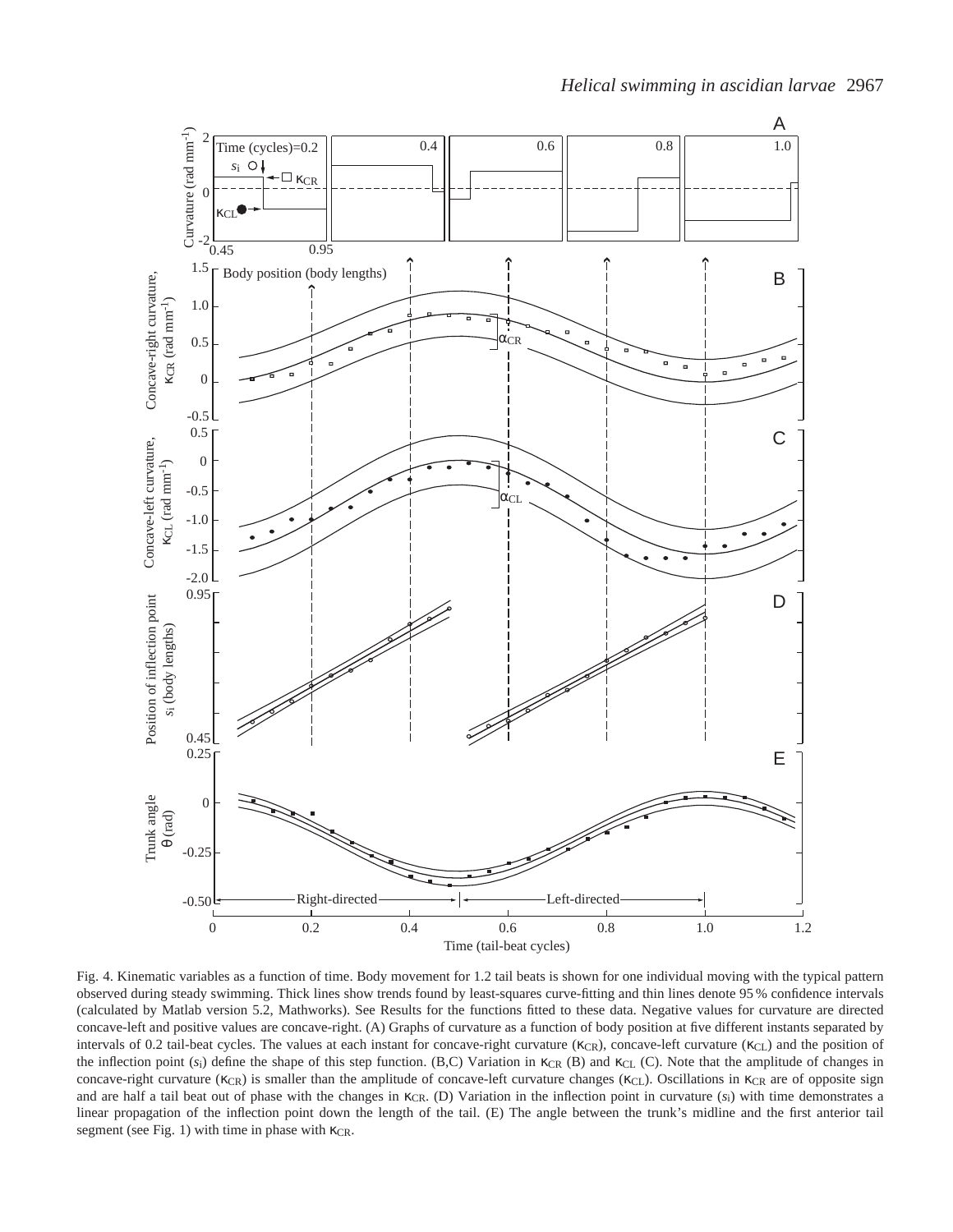Fig. 4. Kinematic variables as a function of time. Body movement for 1.2 tail beats is shown for one individual moving with the typical pattern observed during steady swimming. Thick lines show trends found by least-squares curve-fitting and thin lines denote 95 % confidence intervals (calculated by Matlab version 5.2, Mathworks). See Results for the functions fitted to these data. Negative values for curvature are directed concave-left and positive values are concave-right. (A) Graphs of curvature as a function of body position at five different instants separated by intervals of 0.2 tail-beat cycles. The values at each instant for concave-right curvature ($\kappa_{CR}$), concave-left curvature ($\kappa_{CL}$) and the position of the inflection point ($s_i$) define the shape of this step function. (B,C) Variation in $\kappa_{CR}$ (B) and $\kappa_{CL}$ (C). Note that the amplitude of changes in concave-right curvature ($\kappa_{CR}$) is smaller than the amplitude of concave-left curvature changes ($\kappa_{CL}$). Oscillations in $\kappa_{CR}$ are of opposite sign and are half a tail beat out of phase with the changes in $\kappa_{CR}$. (D) Variation in the inflection point in curvature ($s_i$) with time demonstrates a linear propagation of the inflection point down the length of the tail. (E) The angle between the trunk's midline and the first anterior tail segment (see Fig. 1) with time in phase with $\kappa_{CR}$.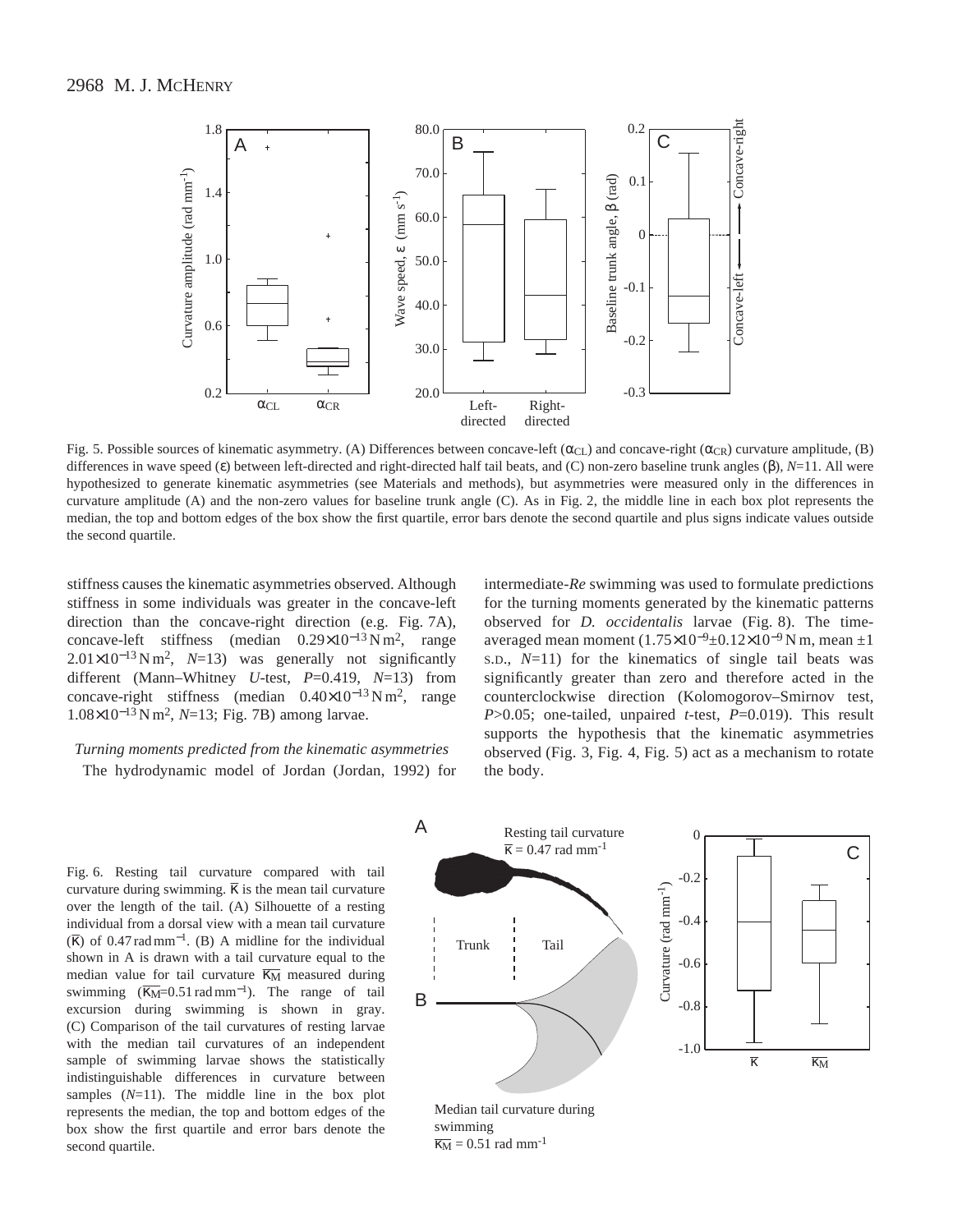Fig. 5. Possible sources of kinematic asymmetry. (A) Differences between concave-left ($\alpha_{CL}$) and concave-right ($\alpha_{CR}$) curvature amplitude, (B) differences in wave speed ($\epsilon$) between left-directed and right-directed half tail beats, and (C) non-zero baseline trunk angles ($\beta$), $N$=11. All were hypothesized to generate kinematic asymmetries (see Materials and methods), but asymmetries were measured only in the differences in curvature amplitude (A) and the non-zero values for baseline trunk angle (C). As in Fig. 2, the middle line in each box plot represents the median, the top and bottom edges of the box show the first quartile, error bars denote the second quartile and plus signs indicate values outside the second quartile.

stiffness causes the kinematic asymmetries observed. Although stiffness in some individuals was greater in the concave-left direction than the concave-right direction (e.g. Fig. 7A), concave-left stiffness (median $0.29\times10^{-13}$ N m$^2$, range $2.01\times10^{-13}$ N m$^2$, $N$=13) was generally not significantly different (Mann–Whitney $U$-test, $P$=0.419, $N$=13) from concave-right stiffness (median $0.40\times10^{-13}$ N m$^2$, range $1.08\times10^{-13}$ N m$^2$, $N$=13; Fig. 7B) among larvae.

### *Turning moments predicted from the kinematic asymmetries*

The hydrodynamic model of Jordan (Jordan, 1992) for intermediate-*Re* swimming was used to formulate predictions for the turning moments generated by the kinematic patterns observed for *D. occidentalis* larvae (Fig. 8). The time-averaged mean moment ($1.75\times10^{-9}\pm0.12\times10^{-9}$ N m, mean ±1 S.D., $N$=11) for the kinematics of single tail beats was significantly greater than zero and therefore acted in the counterclockwise direction (Kolomogorov–Smirnov test, $P$>0.05; one-tailed, unpaired $t$-test, $P$=0.019). This result supports the hypothesis that the kinematic asymmetries observed (Fig. 3, Fig. 4, Fig. 5) act as a mechanism to rotate the body.

Fig. 6. Resting tail curvature compared with tail curvature during swimming. $\bar{\kappa}$ is the mean tail curvature over the length of the tail. (A) Silhouette of a resting individual from a dorsal view with a mean tail curvature ($\bar{\kappa}$) of 0.47 rad mm$^{-1}$. (B) A midline for the individual shown in A is drawn with a tail curvature equal to the median value for tail curvature $\overline{\kappa_M}$ measured during swimming ($\overline{\kappa_M}$=0.51 rad mm$^{-1}$). The range of tail excursion during swimming is shown in gray. (C) Comparison of the tail curvatures of resting larvae with the median tail curvatures of an independent sample of swimming larvae shows the statistically indistinguishable differences in curvature between samples ($N$=11). The middle line in the box plot represents the median, the top and bottom edges of the box show the first quartile and error bars denote the second quartile.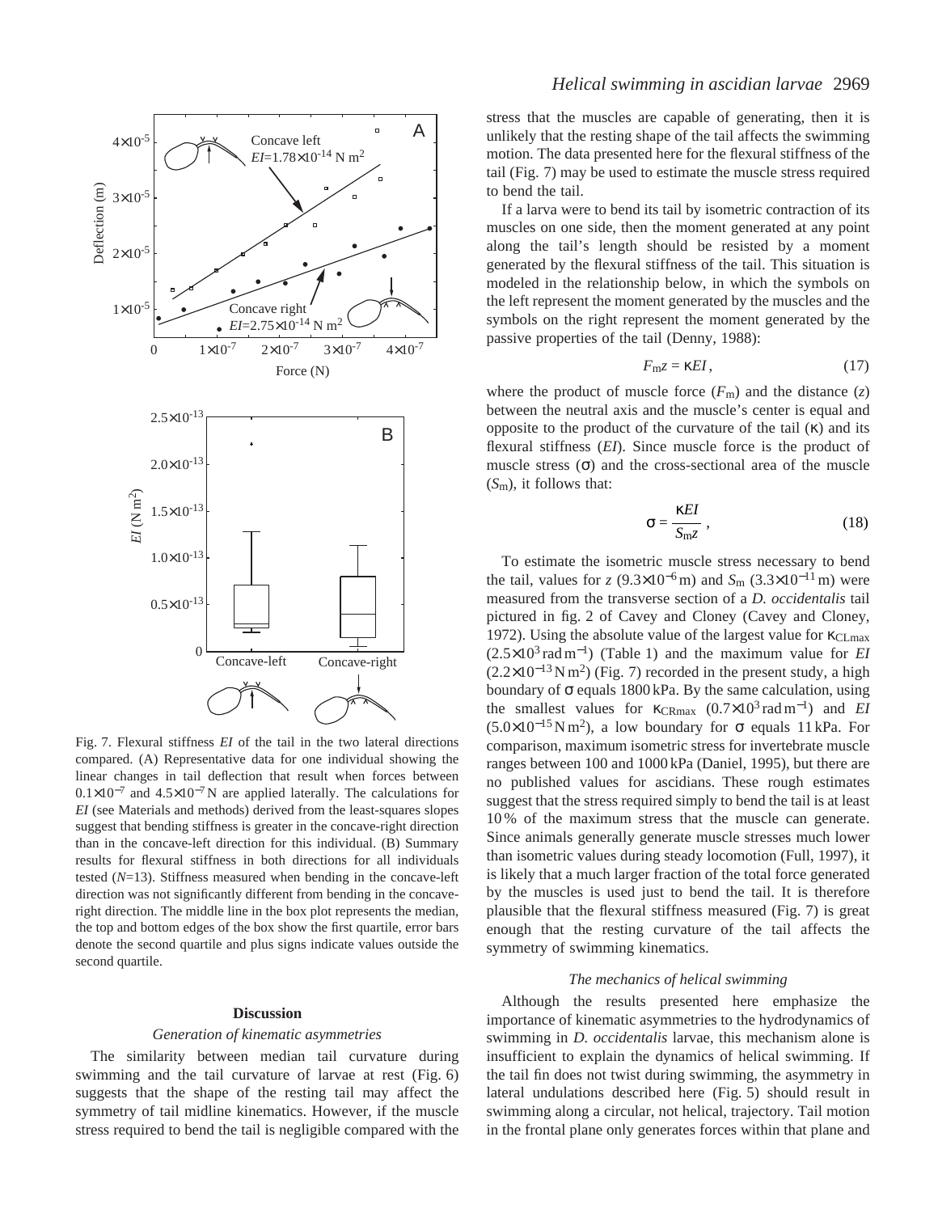stress that the muscles are capable of generating, then it is unlikely that the resting shape of the tail affects the swimming motion. The data presented here for the flexural stiffness of the tail (Fig. 7) may be used to estimate the muscle stress required to bend the tail.

If a larva were to bend its tail by isometric contraction of its muscles on one side, then the moment generated at any point along the tail's length should be resisted by a moment generated by the flexural stiffness of the tail. This situation is modeled in the relationship below, in which the symbols on the left represent the moment generated by the muscles and the symbols on the right represent the moment generated by the passive properties of the tail (Denny, 1988):

$$F_m z = \kappa EI \,, \tag{17}$$

where the product of muscle force ($F_m$) and the distance ($z$) between the neutral axis and the muscle's center is equal and opposite to the product of the curvature of the tail ($\kappa$) and its flexural stiffness ($EI$). Since muscle force is the product of muscle stress ($\sigma$) and the cross-sectional area of the muscle ($S_m$), it follows that:

$$\sigma = \frac{\kappa EI}{S_m z} \,, \tag{18}$$

To estimate the isometric muscle stress necessary to bend the tail, values for $z$ ($9.3\times10^{-6}$ m) and $S_m$ ($3.3\times10^{-11}$ m) were measured from the transverse section of a *D. occidentalis* tail pictured in fig. 2 of Cavey and Cloney (Cavey and Cloney, 1972). Using the absolute value of the largest value for $\kappa_{CLmax}$ ($2.5\times10^{3}$ rad m$^{-1}$) (Table 1) and the maximum value for $EI$ ($2.2\times10^{-13}$ N m$^2$) (Fig. 7) recorded in the present study, a high boundary of $\sigma$ equals 1800 kPa. By the same calculation, using the smallest values for $\kappa_{CRmax}$ ($0.7\times10^{3}$ rad m$^{-1}$) and $EI$ ($5.0\times10^{-15}$ N m$^2$), a low boundary for $\sigma$ equals 11 kPa. For comparison, maximum isometric stress for invertebrate muscle ranges between 100 and 1000 kPa (Daniel, 1995), but there are no published values for ascidians. These rough estimates suggest that the stress required simply to bend the tail is at least 10 % of the maximum stress that the muscle can generate. Since animals generally generate muscle stresses much lower than isometric values during steady locomotion (Full, 1997), it is likely that a much larger fraction of the total force generated by the muscles is used just to bend the tail. It is therefore plausible that the flexural stiffness measured (Fig. 7) is great enough that the resting curvature of the tail affects the symmetry of swimming kinematics.

Fig. 7. Flexural stiffness $EI$ of the tail in the two lateral directions compared. (A) Representative data for one individual showing the linear changes in tail deflection that result when forces between $0.1\times10^{-7}$ and $4.5\times10^{-7}$ N are applied laterally. The calculations for $EI$ (see Materials and methods) derived from the least-squares slopes suggest that bending stiffness is greater in the concave-right direction than in the concave-left direction for this individual. (B) Summary results for flexural stiffness in both directions for all individuals tested ($N$=13). Stiffness measured when bending in the concave-left direction was not significantly different from bending in the concave-right direction. The middle line in the box plot represents the median, the top and bottom edges of the box show the first quartile, error bars denote the second quartile and plus signs indicate values outside the second quartile.

## Discussion

### *Generation of kinematic asymmetries*

The similarity between median tail curvature during swimming and the tail curvature of larvae at rest (Fig. 6) suggests that the shape of the resting tail may affect the symmetry of tail midline kinematics. However, if the muscle stress required to bend the tail is negligible compared with the

### *The mechanics of helical swimming*

Although the results presented here emphasize the importance of kinematic asymmetries to the hydrodynamics of swimming in *D. occidentalis* larvae, this mechanism alone is insufficient to explain the dynamics of helical swimming. If the tail fin does not twist during swimming, the asymmetry in lateral undulations described here (Fig. 5) should result in swimming along a circular, not helical, trajectory. Tail motion in the frontal plane only generates forces within that plane and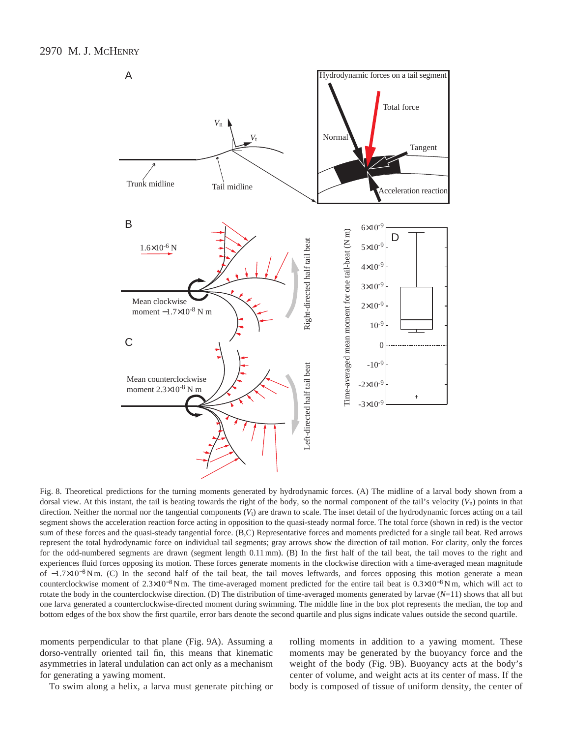Fig. 8. Theoretical predictions for the turning moments generated by hydrodynamic forces. (A) The midline of a larval body shown from a dorsal view. At this instant, the tail is beating towards the right of the body, so the normal component of the tail's velocity ($V_n$) points in that direction. Neither the normal nor the tangential components ($V_t$) are drawn to scale. The inset detail of the hydrodynamic forces acting on a tail segment shows the acceleration reaction force acting in opposition to the quasi-steady normal force. The total force (shown in red) is the vector sum of these forces and the quasi-steady tangential force. (B,C) Representative forces and moments predicted for a single tail beat. Red arrows represent the total hydrodynamic force on individual tail segments; gray arrows show the direction of tail motion. For clarity, only the forces for the odd-numbered segments are drawn (segment length 0.11 mm). (B) In the first half of the tail beat, the tail moves to the right and experiences fluid forces opposing its motion. These forces generate moments in the clockwise direction with a time-averaged mean magnitude of $-1.7\times10^{-8}$ N m. (C) In the second half of the tail beat, the tail moves leftwards, and forces opposing this motion generate a mean counterclockwise moment of $2.3\times10^{-8}$ N m. The time-averaged moment predicted for the entire tail beat is $0.3\times10^{-8}$ N m, which will act to rotate the body in the counterclockwise direction. (D) The distribution of time-averaged moments generated by larvae ($N$=11) shows that all but one larva generated a counterclockwise-directed moment during swimming. The middle line in the box plot represents the median, the top and bottom edges of the box show the first quartile, error bars denote the second quartile and plus signs indicate values outside the second quartile.

moments perpendicular to that plane (Fig. 9A). Assuming a dorso-ventrally oriented tail fin, this means that kinematic asymmetries in lateral undulation can act only as a mechanism for generating a yawing moment.

To swim along a helix, a larva must generate pitching or rolling moments in addition to a yawing moment. These moments may be generated by the buoyancy force and the weight of the body (Fig. 9B). Buoyancy acts at the body's center of volume, and weight acts at its center of mass. If the body is composed of tissue of uniform density, the center of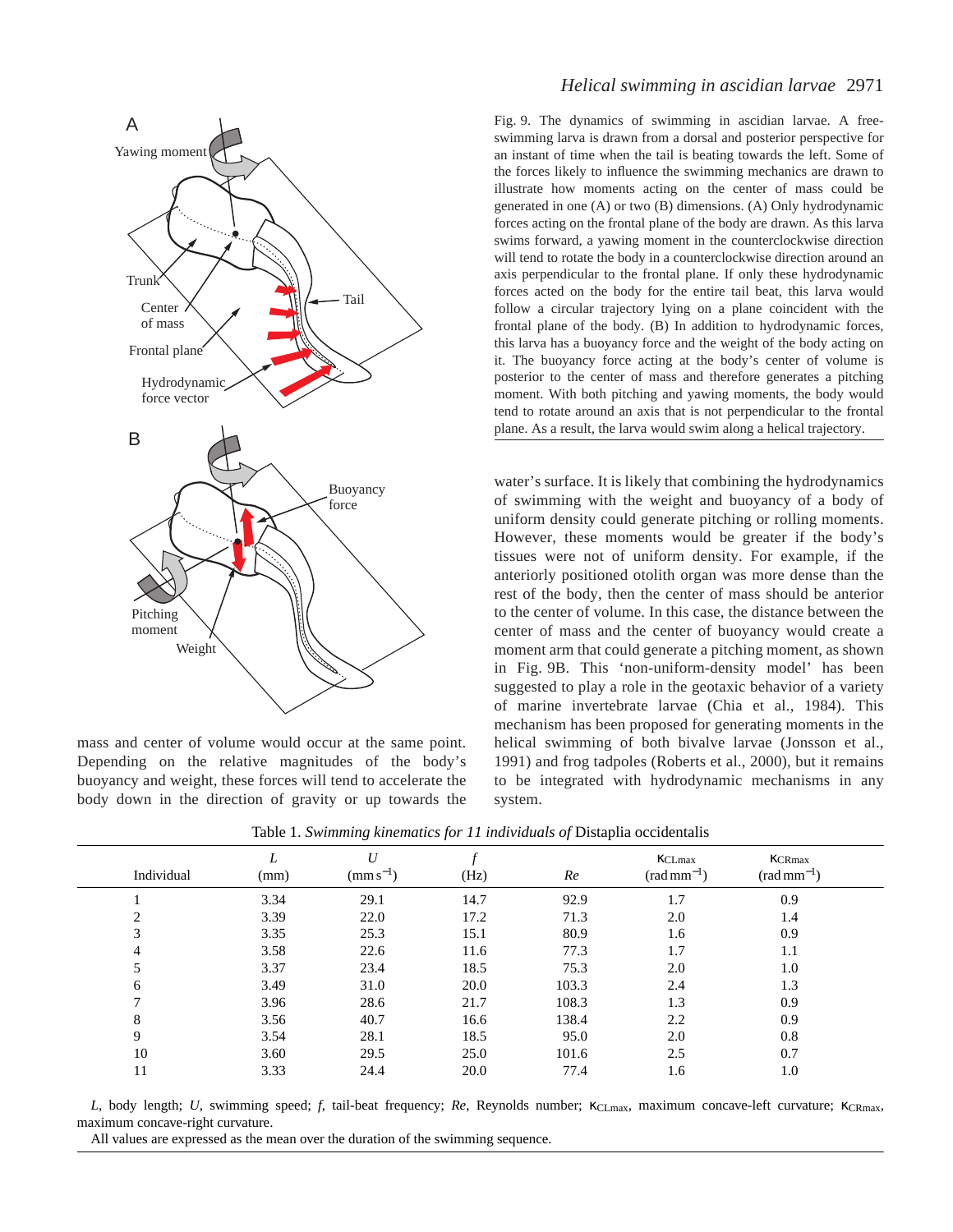Fig. 9. The dynamics of swimming in ascidian larvae. A free-swimming larva is drawn from a dorsal and posterior perspective for an instant of time when the tail is beating towards the left. Some of the forces likely to influence the swimming mechanics are drawn to illustrate how moments acting on the center of mass could be generated in one (A) or two (B) dimensions. (A) Only hydrodynamic forces acting on the frontal plane of the body are drawn. As this larva swims forward, a yawing moment in the counterclockwise direction will tend to rotate the body in a counterclockwise direction around an axis perpendicular to the frontal plane. If only these hydrodynamic forces acted on the body for the entire tail beat, this larva would follow a circular trajectory lying on a plane coincident with the frontal plane of the body. (B) In addition to hydrodynamic forces, this larva has a buoyancy force and the weight of the body acting on it. The buoyancy force acting at the body's center of volume is posterior to the center of mass and therefore generates a pitching moment. With both pitching and yawing moments, the body would tend to rotate around an axis that is not perpendicular to the frontal plane. As a result, the larva would swim along a helical trajectory.

mass and center of volume would occur at the same point. Depending on the relative magnitudes of the body's buoyancy and weight, these forces will tend to accelerate the body down in the direction of gravity or up towards the water's surface. It is likely that combining the hydrodynamics of swimming with the weight and buoyancy of a body of uniform density could generate pitching or rolling moments. However, these moments would be greater if the body's tissues were not of uniform density. For example, if the anteriorly positioned otolith organ was more dense than the rest of the body, then the center of mass should be anterior to the center of volume. In this case, the distance between the center of mass and the center of buoyancy would create a moment arm that could generate a pitching moment, as shown in Fig. 9B. This 'non-uniform-density model' has been suggested to play a role in the geotaxic behavior of a variety of marine invertebrate larvae (Chia et al., 1984). This mechanism has been proposed for generating moments in the helical swimming of both bivalve larvae (Jonsson et al., 1991) and frog tadpoles (Roberts et al., 2000), but it remains to be integrated with hydrodynamic mechanisms in any system.

Table 1. *Swimming kinematics for 11 individuals of* Distaplia occidentalis

| Individual | $L$ (mm) | $U$ (mm s$^{-1}$) | $f$ (Hz) | $Re$ | $\kappa_{CLmax}$ (rad mm$^{-1}$) | $\kappa_{CRmax}$ (rad mm$^{-1}$) |
|---|---|---|---|---|---|---|
| 1 | 3.34 | 29.1 | 14.7 | 92.9 | 1.7 | 0.9 |
| 2 | 3.39 | 22.0 | 17.2 | 71.3 | 2.0 | 1.4 |
| 3 | 3.35 | 25.3 | 15.1 | 80.9 | 1.6 | 0.9 |
| 4 | 3.58 | 22.6 | 11.6 | 77.3 | 1.7 | 1.1 |
| 5 | 3.37 | 23.4 | 18.5 | 75.3 | 2.0 | 1.0 |
| 6 | 3.49 | 31.0 | 20.0 | 103.3 | 2.4 | 1.3 |
| 7 | 3.96 | 28.6 | 21.7 | 108.3 | 1.3 | 0.9 |
| 8 | 3.56 | 40.7 | 16.6 | 138.4 | 2.2 | 0.9 |
| 9 | 3.54 | 28.1 | 18.5 | 95.0 | 2.0 | 0.8 |
| 10 | 3.60 | 29.5 | 25.0 | 101.6 | 2.5 | 0.7 |
| 11 | 3.33 | 24.4 | 20.0 | 77.4 | 1.6 | 1.0 |

$L$, body length; $U$, swimming speed; $f$, tail-beat frequency; $Re$, Reynolds number; $\kappa_{CLmax}$, maximum concave-left curvature; $\kappa_{CRmax}$, maximum concave-right curvature.

All values are expressed as the mean over the duration of the swimming sequence.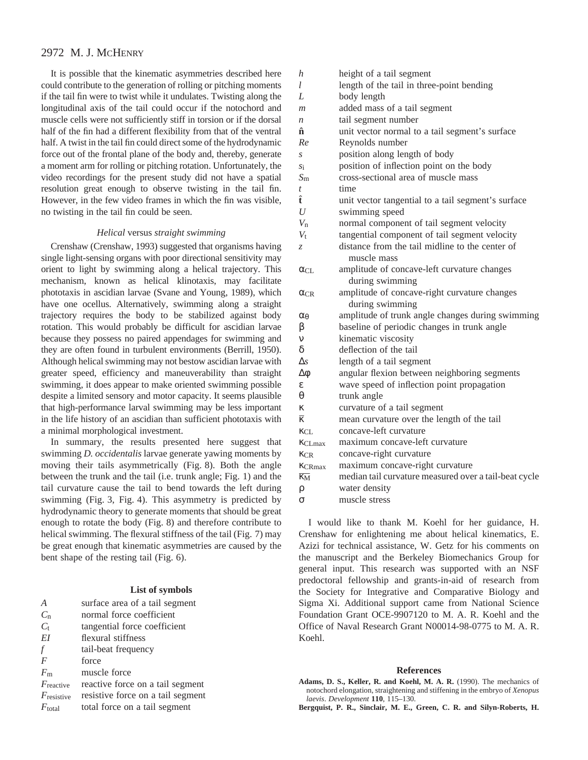It is possible that the kinematic asymmetries described here could contribute to the generation of rolling or pitching moments if the tail fin were to twist while it undulates. Twisting along the longitudinal axis of the tail could occur if the notochord and muscle cells were not sufficiently stiff in torsion or if the dorsal half of the fin had a different flexibility from that of the ventral half. A twist in the tail fin could direct some of the hydrodynamic force out of the frontal plane of the body and, thereby, generate a moment arm for rolling or pitching rotation. Unfortunately, the video recordings for the present study did not have a spatial resolution great enough to observe twisting in the tail fin. However, in the few video frames in which the fin was visible, no twisting in the tail fin could be seen.

### *Helical* versus *straight swimming*

Crenshaw (Crenshaw, 1993) suggested that organisms having single light-sensing organs with poor directional sensitivity may orient to light by swimming along a helical trajectory. This mechanism, known as helical klinotaxis, may facilitate phototaxis in ascidian larvae (Svane and Young, 1989), which have one ocellus. Alternatively, swimming along a straight trajectory requires the body to be stabilized against body rotation. This would probably be difficult for ascidian larvae because they possess no paired appendages for swimming and they are often found in turbulent environments (Berrill, 1950). Although helical swimming may not bestow ascidian larvae with greater speed, efficiency and maneuverability than straight swimming, it does appear to make oriented swimming possible despite a limited sensory and motor capacity. It seems plausible that high-performance larval swimming may be less important in the life history of an ascidian than sufficient phototaxis with a minimal morphological investment.

In summary, the results presented here suggest that swimming *D. occidentalis* larvae generate yawing moments by moving their tails asymmetrically (Fig. 8). Both the angle between the trunk and the tail (i.e. trunk angle; Fig. 1) and the tail curvature cause the tail to bend towards the left during swimming (Fig. 3, Fig. 4). This asymmetry is predicted by hydrodynamic theory to generate moments that should be great enough to rotate the body (Fig. 8) and therefore contribute to helical swimming. The flexural stiffness of the tail (Fig. 7) may be great enough that kinematic asymmetries are caused by the bent shape of the resting tail (Fig. 6).

## List of symbols

| | |
|---|---|
| $A$ | surface area of a tail segment |
| $C_n$ | normal force coefficient |
| $C_t$ | tangential force coefficient |
| $EI$ | flexural stiffness |
| $f$ | tail-beat frequency |
| $F$ | force |
| $F_m$ | muscle force |
| $F_{reactive}$ | reactive force on a tail segment |
| $F_{resistive}$ | resistive force on a tail segment |
| $F_{total}$ | total force on a tail segment |
| $h$ | height of a tail segment |
| $l$ | length of the tail in three-point bending |
| $L$ | body length |
| $m$ | added mass of a tail segment |
| $n$ | tail segment number |
| $\hat{\mathbf{n}}$ | unit vector normal to a tail segment's surface |
| $Re$ | Reynolds number |
| $s$ | position along length of body |
| $s_i$ | position of inflection point on the body |
| $S_m$ | cross-sectional area of muscle mass |
| $t$ | time |
| $\hat{\mathbf{t}}$ | unit vector tangential to a tail segment's surface |
| $U$ | swimming speed |
| $V_n$ | normal component of tail segment velocity |
| $V_t$ | tangential component of tail segment velocity |
| $z$ | distance from the tail midline to the center of muscle mass |
| $\alpha_{CL}$ | amplitude of concave-left curvature changes during swimming |
| $\alpha_{CR}$ | amplitude of concave-right curvature changes during swimming |
| $\alpha_\theta$ | amplitude of trunk angle changes during swimming |
| $\beta$ | baseline of periodic changes in trunk angle |
| $\nu$ | kinematic viscosity |
| $\delta$ | deflection of the tail |
| $\Delta s$ | length of a tail segment |
| $\Delta\phi$ | angular flexion between neighboring segments |
| $\varepsilon$ | wave speed of inflection point propagation |
| $\theta$ | trunk angle |
| $\kappa$ | curvature of a tail segment |
| $\bar{\kappa}$ | mean curvature over the length of the tail |
| $\kappa_{CL}$ | concave-left curvature |
| $\kappa_{CLmax}$ | maximum concave-left curvature |
| $\kappa_{CR}$ | concave-right curvature |
| $\kappa_{CRmax}$ | maximum concave-right curvature |
| $\overline{\kappa_M}$ | median tail curvature measured over a tail-beat cycle |
| $\rho$ | water density |
| $\sigma$ | muscle stress |

I would like to thank M. Koehl for her guidance, H. Crenshaw for enlightening me about helical kinematics, E. Azizi for technical assistance, W. Getz for his comments on the manuscript and the Berkeley Biomechanics Group for general input. This research was supported with an NSF predoctoral fellowship and grants-in-aid of research from the Society for Integrative and Comparative Biology and Sigma Xi. Additional support came from National Science Foundation Grant OCE-9907120 to M. A. R. Koehl and the Office of Naval Research Grant N00014-98-0775 to M. A. R. Koehl.

## References

**Adams, D. S., Keller, R. and Koehl, M. A. R.** (1990). The mechanics of notochord elongation, straightening and stiffening in the embryo of *Xenopus laevis*. *Development* **110**, 115–130.

**Bergquist, P. R., Sinclair, M. E., Green, C. R. and Silyn-Roberts, H.**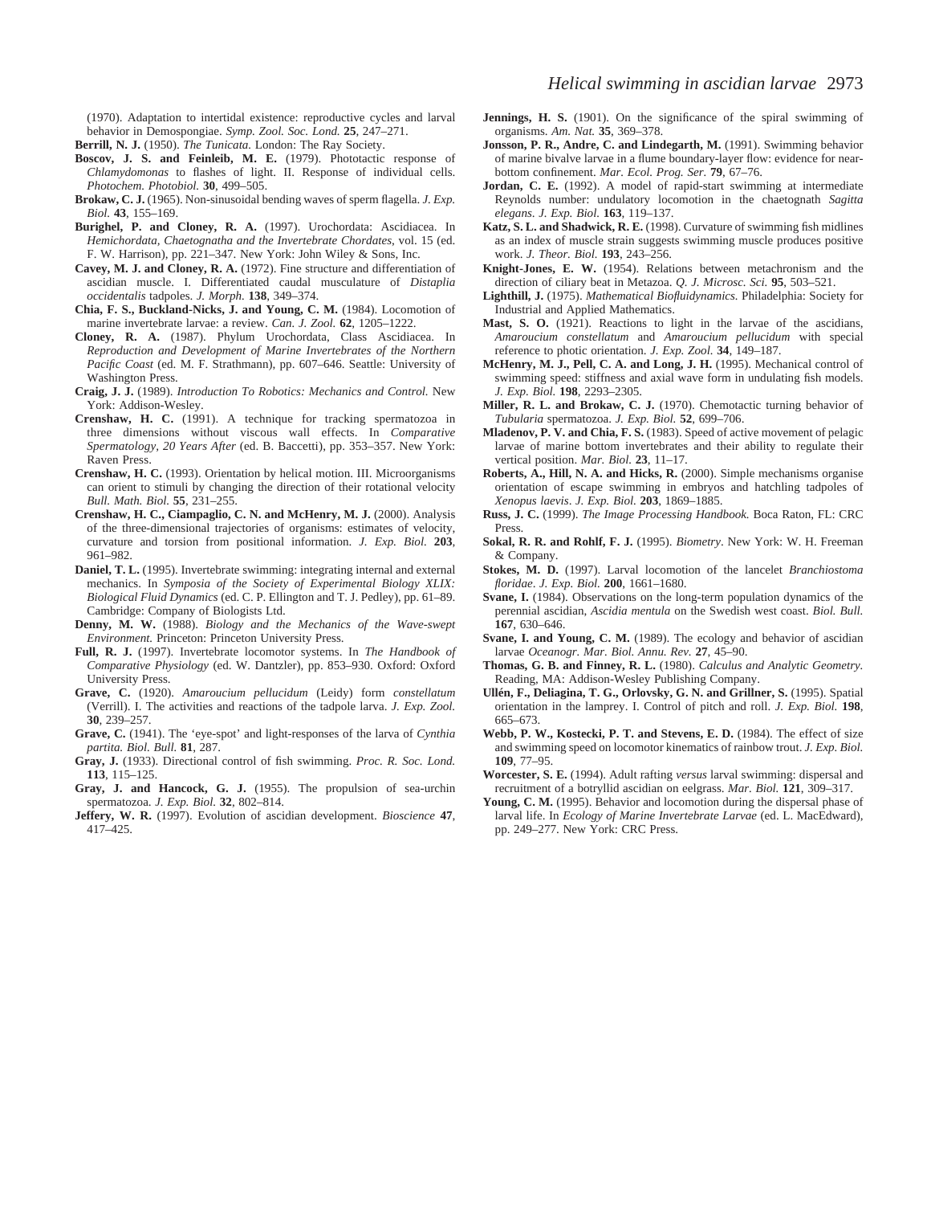(1970). Adaptation to intertidal existence: reproductive cycles and larval behavior in Demospongiae. *Symp. Zool. Soc. Lond.* **25**, 247–271.

**Berrill, N. J.** (1950). *The Tunicata.* London: The Ray Society.

**Boscov, J. S. and Feinleib, M. E.** (1979). Phototactic response of *Chlamydomonas* to flashes of light. II. Response of individual cells. *Photochem. Photobiol.* **30**, 499–505.

**Brokaw, C. J.** (1965). Non-sinusoidal bending waves of sperm flagella. *J. Exp. Biol.* **43**, 155–169.

**Burighel, P. and Cloney, R. A.** (1997). Urochordata: Ascidiacea. In *Hemichordata, Chaetognatha and the Invertebrate Chordates*, vol. 15 (ed. F. W. Harrison), pp. 221–347. New York: John Wiley & Sons, Inc.

**Cavey, M. J. and Cloney, R. A.** (1972). Fine structure and differentiation of ascidian muscle. I. Differentiated caudal musculature of *Distaplia occidentalis* tadpoles. *J. Morph.* **138**, 349–374.

**Chia, F. S., Buckland-Nicks, J. and Young, C. M.** (1984). Locomotion of marine invertebrate larvae: a review. *Can. J. Zool.* **62**, 1205–1222.

**Cloney, R. A.** (1987). Phylum Urochordata, Class Ascidiacea. In *Reproduction and Development of Marine Invertebrates of the Northern Pacific Coast* (ed. M. F. Strathmann), pp. 607–646. Seattle: University of Washington Press.

**Craig, J. J.** (1989). *Introduction To Robotics: Mechanics and Control.* New York: Addison-Wesley.

**Crenshaw, H. C.** (1991). A technique for tracking spermatozoa in three dimensions without viscous wall effects. In *Comparative Spermatology, 20 Years After* (ed. B. Baccetti), pp. 353–357. New York: Raven Press.

**Crenshaw, H. C.** (1993). Orientation by helical motion. III. Microorganisms can orient to stimuli by changing the direction of their rotational velocity *Bull. Math. Biol.* **55**, 231–255.

**Crenshaw, H. C., Ciampaglio, C. N. and McHenry, M. J.** (2000). Analysis of the three-dimensional trajectories of organisms: estimates of velocity, curvature and torsion from positional information. *J. Exp. Biol.* **203**, 961–982.

**Daniel, T. L.** (1995). Invertebrate swimming: integrating internal and external mechanics. In *Symposia of the Society of Experimental Biology XLIX: Biological Fluid Dynamics* (ed. C. P. Ellington and T. J. Pedley), pp. 61–89. Cambridge: Company of Biologists Ltd.

**Denny, M. W.** (1988). *Biology and the Mechanics of the Wave-swept Environment.* Princeton: Princeton University Press.

**Full, R. J.** (1997). Invertebrate locomotor systems. In *The Handbook of Comparative Physiology* (ed. W. Dantzler), pp. 853–930. Oxford: Oxford University Press.

**Grave, C.** (1920). *Amaroucium pellucidum* (Leidy) form *constellatum* (Verrill). I. The activities and reactions of the tadpole larva. *J. Exp. Zool.* **30**, 239–257.

**Grave, C.** (1941). The 'eye-spot' and light-responses of the larva of *Cynthia partita. Biol. Bull.* **81**, 287.

**Gray, J.** (1933). Directional control of fish swimming. *Proc. R. Soc. Lond.* **113**, 115–125.

**Gray, J. and Hancock, G. J.** (1955). The propulsion of sea-urchin spermatozoa. *J. Exp. Biol.* **32**, 802–814.

**Jeffery, W. R.** (1997). Evolution of ascidian development. *Bioscience* **47**, 417–425.

**Jennings, H. S.** (1901). On the significance of the spiral swimming of organisms. *Am. Nat.* **35**, 369–378.

**Jonsson, P. R., Andre, C. and Lindegarth, M.** (1991). Swimming behavior of marine bivalve larvae in a flume boundary-layer flow: evidence for near-bottom confinement. *Mar. Ecol. Prog. Ser.* **79**, 67–76.

**Jordan, C. E.** (1992). A model of rapid-start swimming at intermediate Reynolds number: undulatory locomotion in the chaetognath *Sagitta elegans*. *J. Exp. Biol.* **163**, 119–137.

**Katz, S. L. and Shadwick, R. E.** (1998). Curvature of swimming fish midlines as an index of muscle strain suggests swimming muscle produces positive work. *J. Theor. Biol.* **193**, 243–256.

**Knight-Jones, E. W.** (1954). Relations between metachronism and the direction of ciliary beat in Metazoa. *Q. J. Microsc. Sci.* **95**, 503–521.

**Lighthill, J.** (1975). *Mathematical Biofluidynamics.* Philadelphia: Society for Industrial and Applied Mathematics.

**Mast, S. O.** (1921). Reactions to light in the larvae of the ascidians, *Amaroucium constellatum* and *Amaroucium pellucidum* with special reference to photic orientation. *J. Exp. Zool.* **34**, 149–187.

**McHenry, M. J., Pell, C. A. and Long, J. H.** (1995). Mechanical control of swimming speed: stiffness and axial wave form in undulating fish models. *J. Exp. Biol.* **198**, 2293–2305.

**Miller, R. L. and Brokaw, C. J.** (1970). Chemotactic turning behavior of *Tubularia* spermatozoa. *J. Exp. Biol.* **52**, 699–706.

**Mladenov, P. V. and Chia, F. S.** (1983). Speed of active movement of pelagic larvae of marine bottom invertebrates and their ability to regulate their vertical position. *Mar. Biol.* **23**, 11–17.

**Roberts, A., Hill, N. A. and Hicks, R.** (2000). Simple mechanisms organise orientation of escape swimming in embryos and hatchling tadpoles of *Xenopus laevis*. *J. Exp. Biol.* **203**, 1869–1885.

**Russ, J. C.** (1999). *The Image Processing Handbook.* Boca Raton, FL: CRC Press.

**Sokal, R. R. and Rohlf, F. J.** (1995). *Biometry*. New York: W. H. Freeman & Company.

**Stokes, M. D.** (1997). Larval locomotion of the lancelet *Branchiostoma floridae*. *J. Exp. Biol.* **200**, 1661–1680.

**Svane, I.** (1984). Observations on the long-term population dynamics of the perennial ascidian, *Ascidia mentula* on the Swedish west coast. *Biol. Bull.* **167**, 630–646.

**Svane, I. and Young, C. M.** (1989). The ecology and behavior of ascidian larvae *Oceanogr. Mar. Biol. Annu. Rev.* **27**, 45–90.

**Thomas, G. B. and Finney, R. L.** (1980). *Calculus and Analytic Geometry.* Reading, MA: Addison-Wesley Publishing Company.

**Ullén, F., Deliagina, T. G., Orlovsky, G. N. and Grillner, S.** (1995). Spatial orientation in the lamprey. I. Control of pitch and roll. *J. Exp. Biol.* **198**, 665–673.

**Webb, P. W., Kostecki, P. T. and Stevens, E. D.** (1984). The effect of size and swimming speed on locomotor kinematics of rainbow trout. *J. Exp. Biol.* **109**, 77–95.

**Worcester, S. E.** (1994). Adult rafting *versus* larval swimming: dispersal and recruitment of a botryllid ascidian on eelgrass. *Mar. Biol.* **121**, 309–317.

**Young, C. M.** (1995). Behavior and locomotion during the dispersal phase of larval life. In *Ecology of Marine Invertebrate Larvae* (ed. L. MacEdward), pp. 249–277. New York: CRC Press.